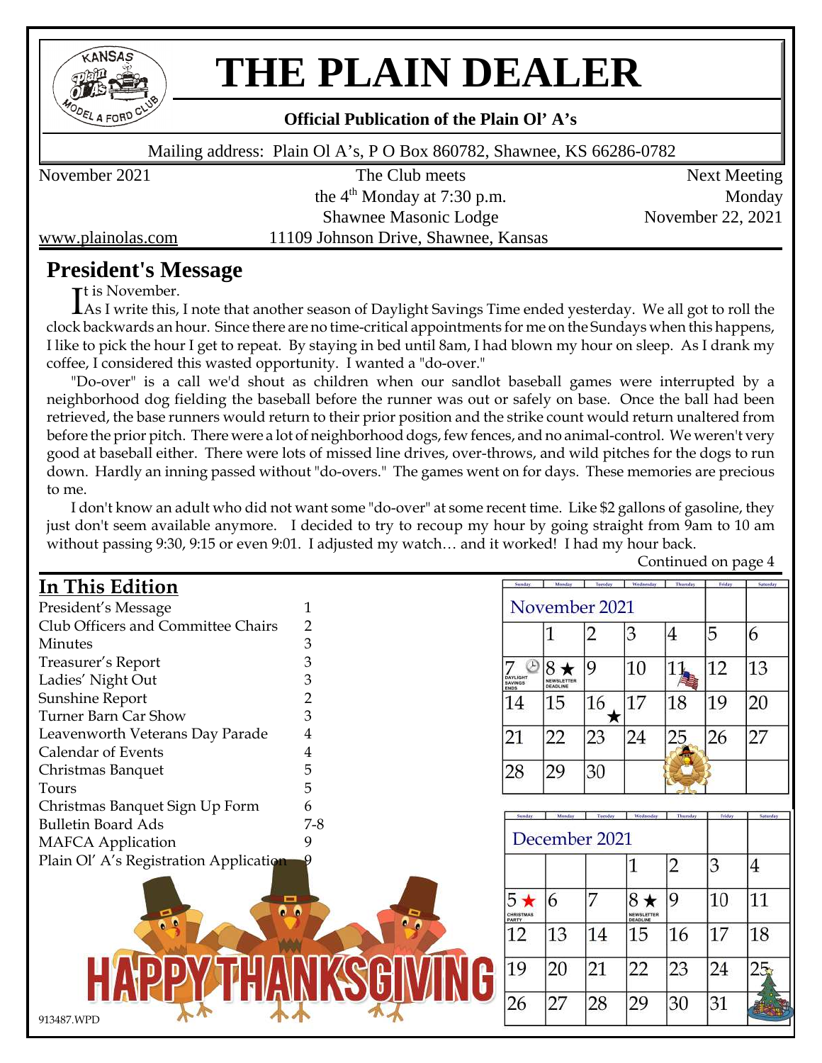# THE PLAIN DEALER

**Official Publication of the Plain Ol' A's**

Mailing address: Plain Ol A's, P O Box 860782, Shawnee, KS 66286-0782

November 2021

The Club meets the 4th Monday at 7:30 p.m.
Shawnee Masonic Lodge
11109 Johnson Drive, Shawnee, Kansas

Next Meeting Monday November 22, 2021

www.plainolas.com

## President's Message

It is November.

As I write this, I note that another season of Daylight Savings Time ended yesterday. We all got to roll the clock backwards an hour. Since there are no time-critical appointments for me on the Sundays when this happens, I like to pick the hour I get to repeat. By staying in bed until 8am, I had blown my hour on sleep. As I drank my coffee, I considered this wasted opportunity. I wanted a "do-over."

"Do-over" is a call we'd shout as children when our sandlot baseball games were interrupted by a neighborhood dog fielding the baseball before the runner was out or safely on base. Once the ball had been retrieved, the base runners would return to their prior position and the strike count would return unaltered from before the prior pitch. There were a lot of neighborhood dogs, few fences, and no animal-control. We weren't very good at baseball either. There were lots of missed line drives, over-throws, and wild pitches for the dogs to run down. Hardly an inning passed without "do-overs." The games went on for days. These memories are precious to me.

I don't know an adult who did not want some "do-over" at some recent time. Like $2 gallons of gasoline, they just don't seem available anymore. I decided to try to recoup my hour by going straight from 9am to 10 am without passing 9:30, 9:15 or even 9:01. I adjusted my watch… and it worked! I had my hour back.

Continued on page 4

## In This Edition

| | |
|---|---|
| President's Message | 1 |
| Club Officers and Committee Chairs | 2 |
| Minutes | 3 |
| Treasurer's Report | 3 |
| Ladies' Night Out | 3 |
| Sunshine Report | 2 |
| Turner Barn Car Show | 3 |
| Leavenworth Veterans Day Parade | 4 |
| Calendar of Events | 4 |
| Christmas Banquet | 5 |
| Tours | 5 |
| Christmas Banquet Sign Up Form | 6 |
| Bulletin Board Ads | 7-8 |
| MAFCA Application | 9 |
| Plain Ol' A's Registration Application | 9 |

**November 2021**

| Sunday | Monday | Tuesday | Wednesday | Thursday | Friday | Saturday |
|---|---|---|---|---|---|---|
| | 1 | 2 | 3 | 4 | 5 | 6 |
| 7 DAYLIGHT SAVINGS ENDS | 8 ★ NEWSLETTER DEADLINE | 9 | 10 | 11 | 12 | 13 |
| 14 | 15 | 16 ★ | 17 | 18 | 19 | 20 |
| 21 | 22 | 23 | 24 | 25 | 26 | 27 |
| 28 | 29 | 30 | | | | |

**December 2021**

| Sunday | Monday | Tuesday | Wednesday | Thursday | Friday | Saturday |
|---|---|---|---|---|---|---|
| | | | 1 | 2 | 3 | 4 |
| 5 ★ CHRISTMAS PARTY | 6 | 7 | 8 ★ NEWSLETTER DEADLINE | 9 | 10 | 11 |
| 12 | 13 | 14 | 15 | 16 | 17 | 18 |
| 19 | 20 | 21 | 22 | 23 | 24 | 25 |
| 26 | 27 | 28 | 29 | 30 | 31 | |

HAPPY THANKSGIVING

913487.WPD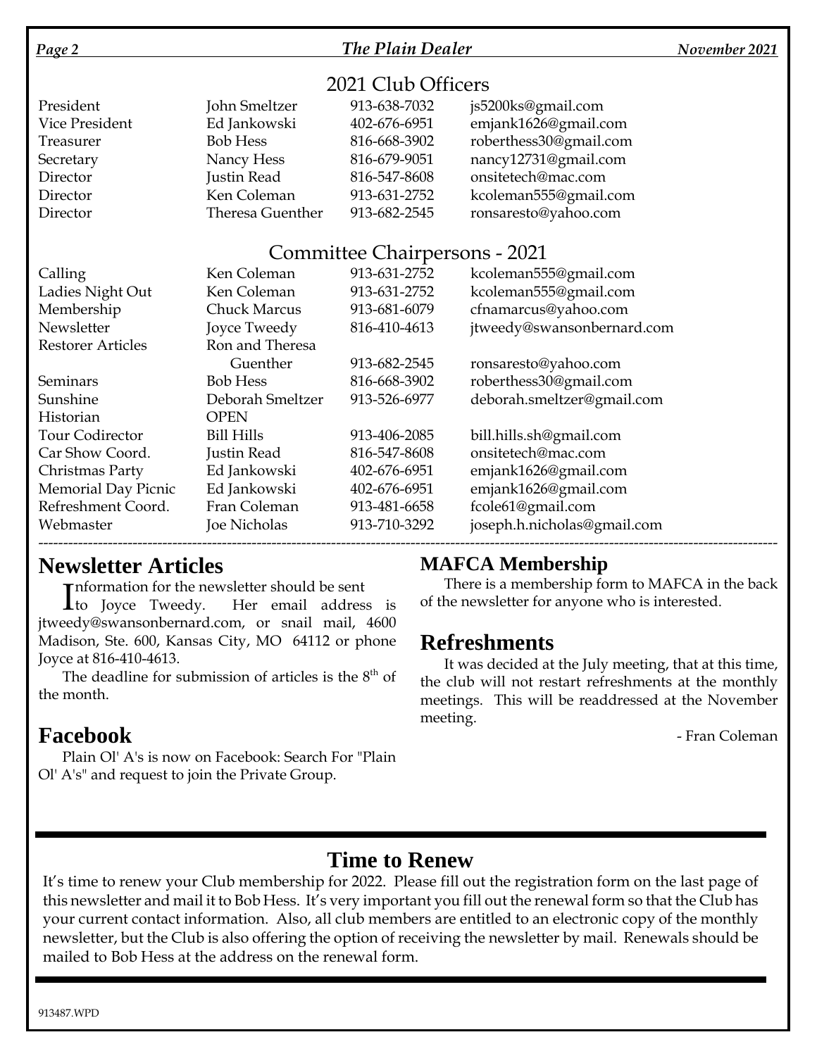## 2021 Club Officers

| Position | Name | Phone | Email |
|---|---|---|---|
| President | John Smeltzer | 913-638-7032 | js5200ks@gmail.com |
| Vice President | Ed Jankowski | 402-676-6951 | emjank1626@gmail.com |
| Treasurer | Bob Hess | 816-668-3902 | roberthess30@gmail.com |
| Secretary | Nancy Hess | 816-679-9051 | nancy12731@gmail.com |
| Director | Justin Read | 816-547-8608 | onsitetech@mac.com |
| Director | Ken Coleman | 913-631-2752 | kcoleman555@gmail.com |
| Director | Theresa Guenther | 913-682-2545 | ronsaresto@yahoo.com |

## Committee Chairpersons - 2021

| Committee | Name | Phone | Email |
|---|---|---|---|
| Calling | Ken Coleman | 913-631-2752 | kcoleman555@gmail.com |
| Ladies Night Out | Ken Coleman | 913-631-2752 | kcoleman555@gmail.com |
| Membership | Chuck Marcus | 913-681-6079 | cfnamarcus@yahoo.com |
| Newsletter | Joyce Tweedy | 816-410-4613 | jtweedy@swansonbernard.com |
| Restorer Articles | Ron and Theresa Guenther | 913-682-2545 | ronsaresto@yahoo.com |
| Seminars | Bob Hess | 816-668-3902 | roberthess30@gmail.com |
| Sunshine | Deborah Smeltzer | 913-526-6977 | deborah.smeltzer@gmail.com |
| Historian | OPEN | | |
| Tour Codirector | Bill Hills | 913-406-2085 | bill.hills.sh@gmail.com |
| Car Show Coord. | Justin Read | 816-547-8608 | onsitetech@mac.com |
| Christmas Party | Ed Jankowski | 402-676-6951 | emjank1626@gmail.com |
| Memorial Day Picnic | Ed Jankowski | 402-676-6951 | emjank1626@gmail.com |
| Refreshment Coord. | Fran Coleman | 913-481-6658 | fcole61@gmail.com |
| Webmaster | Joe Nicholas | 913-710-3292 | joseph.h.nicholas@gmail.com |

## Newsletter Articles

Information for the newsletter should be sent to Joyce Tweedy. Her email address is jtweedy@swansonbernard.com, or snail mail, 4600 Madison, Ste. 600, Kansas City, MO 64112 or phone Joyce at 816-410-4613.

The deadline for submission of articles is the 8th of the month.

## Facebook

Plain Ol' A's is now on Facebook: Search For "Plain Ol' A's" and request to join the Private Group.

## MAFCA Membership

There is a membership form to MAFCA in the back of the newsletter for anyone who is interested.

## Refreshments

It was decided at the July meeting, that at this time, the club will not restart refreshments at the monthly meetings. This will be readdressed at the November meeting.

- Fran Coleman

## Time to Renew

It's time to renew your Club membership for 2022. Please fill out the registration form on the last page of this newsletter and mail it to Bob Hess. It's very important you fill out the renewal form so that the Club has your current contact information. Also, all club members are entitled to an electronic copy of the monthly newsletter, but the Club is also offering the option of receiving the newsletter by mail. Renewals should be mailed to Bob Hess at the address on the renewal form.

913487.WPD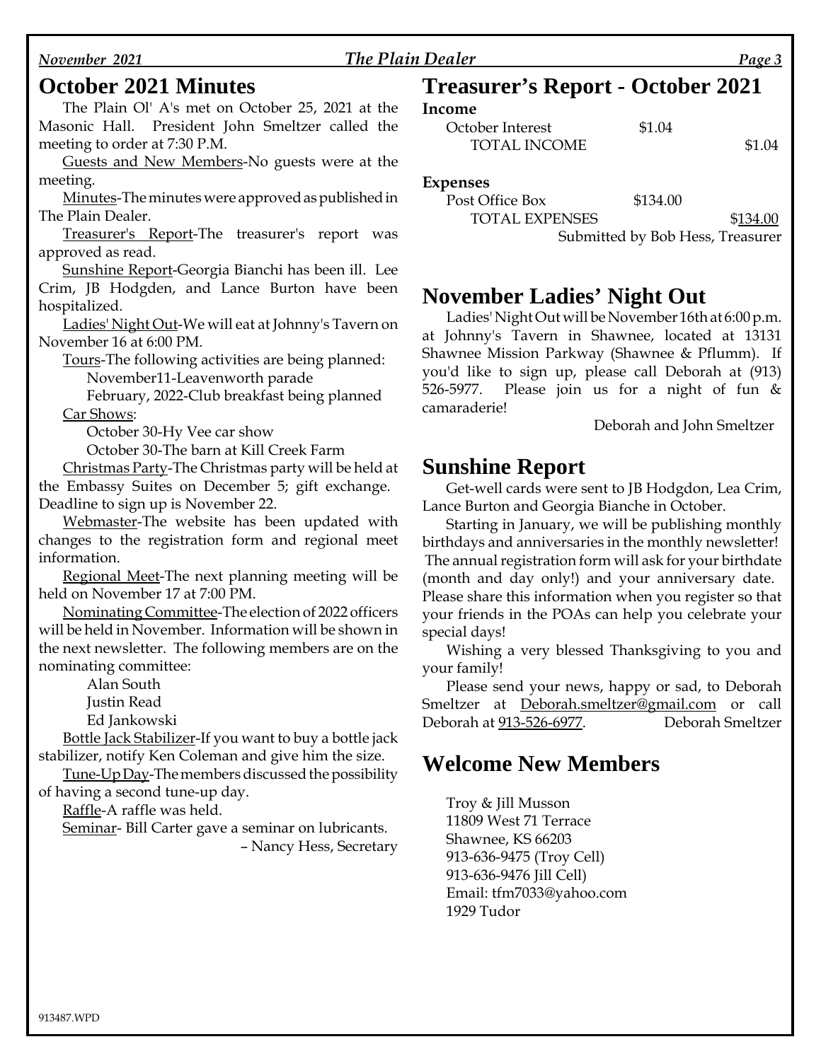## October 2021 Minutes

The Plain Ol' A's met on October 25, 2021 at the Masonic Hall. President John Smeltzer called the meeting to order at 7:30 P.M.

Guests and New Members-No guests were at the meeting.

Minutes-The minutes were approved as published in The Plain Dealer.

Treasurer's Report-The treasurer's report was approved as read.

Sunshine Report-Georgia Bianchi has been ill. Lee Crim, JB Hodgden, and Lance Burton have been hospitalized.

Ladies' Night Out-We will eat at Johnny's Tavern on November 16 at 6:00 PM.

Tours-The following activities are being planned:

November11-Leavenworth parade

February, 2022-Club breakfast being planned

Car Shows:

October 30-Hy Vee car show

October 30-The barn at Kill Creek Farm

Christmas Party-The Christmas party will be held at the Embassy Suites on December 5; gift exchange. Deadline to sign up is November 22.

Webmaster-The website has been updated with changes to the registration form and regional meet information.

Regional Meet-The next planning meeting will be held on November 17 at 7:00 PM.

Nominating Committee-The election of 2022 officers will be held in November. Information will be shown in the next newsletter. The following members are on the nominating committee:

Alan South
Justin Read
Ed Jankowski

Bottle Jack Stabilizer-If you want to buy a bottle jack stabilizer, notify Ken Coleman and give him the size.

Tune-Up Day-The members discussed the possibility of having a second tune-up day.

Raffle-A raffle was held.

Seminar- Bill Carter gave a seminar on lubricants.

– Nancy Hess, Secretary

## Treasurer's Report - October 2021

**Income**

| | | |
|---|---|---|
| October Interest | $1.04 | |
| TOTAL INCOME | | $1.04 |

**Expenses**

| | | |
|---|---|---|
| Post Office Box | $134.00 | |
| TOTAL EXPENSES | | $134.00 |

Submitted by Bob Hess, Treasurer

## November Ladies' Night Out

Ladies' Night Out will be November 16th at 6:00 p.m. at Johnny's Tavern in Shawnee, located at 13131 Shawnee Mission Parkway (Shawnee & Pflumm). If you'd like to sign up, please call Deborah at (913) 526-5977. Please join us for a night of fun & camaraderie!

Deborah and John Smeltzer

## Sunshine Report

Get-well cards were sent to JB Hodgdon, Lea Crim, Lance Burton and Georgia Bianche in October.

Starting in January, we will be publishing monthly birthdays and anniversaries in the monthly newsletter! The annual registration form will ask for your birthdate (month and day only!) and your anniversary date. Please share this information when you register so that your friends in the POAs can help you celebrate your special days!

Wishing a very blessed Thanksgiving to you and your family!

Please send your news, happy or sad, to Deborah Smeltzer at Deborah.smeltzer@gmail.com or call Deborah at 913-526-6977. Deborah Smeltzer

## Welcome New Members

Troy & Jill Musson
11809 West 71 Terrace
Shawnee, KS 66203
913-636-9475 (Troy Cell)
913-636-9476 Jill Cell)
Email: tfm7033@yahoo.com
1929 Tudor

913487.WPD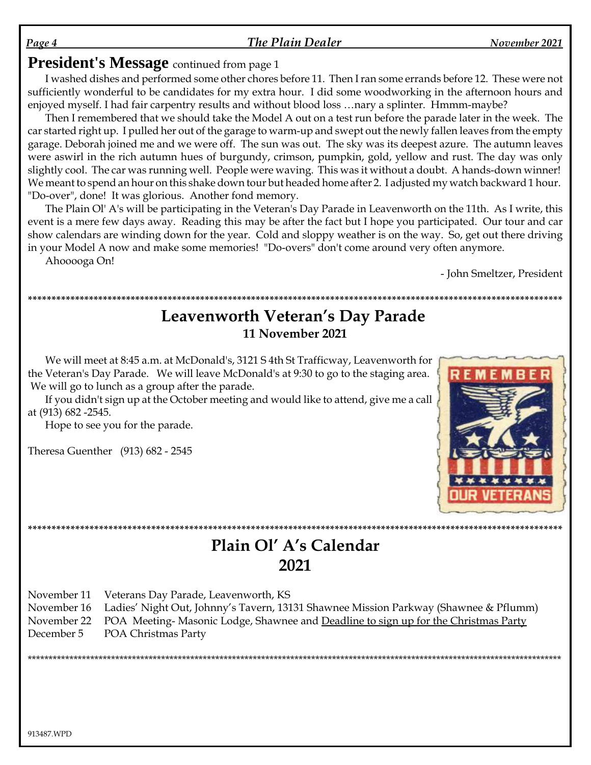## President's Message continued from page 1

I washed dishes and performed some other chores before 11. Then I ran some errands before 12. These were not sufficiently wonderful to be candidates for my extra hour. I did some woodworking in the afternoon hours and enjoyed myself. I had fair carpentry results and without blood loss …nary a splinter. Hmmm-maybe?

Then I remembered that we should take the Model A out on a test run before the parade later in the week. The car started right up. I pulled her out of the garage to warm-up and swept out the newly fallen leaves from the empty garage. Deborah joined me and we were off. The sun was out. The sky was its deepest azure. The autumn leaves were aswirl in the rich autumn hues of burgundy, crimson, pumpkin, gold, yellow and rust. The day was only slightly cool. The car was running well. People were waving. This was it without a doubt. A hands-down winner! We meant to spend an hour on this shake down tour but headed home after 2. I adjusted my watch backward 1 hour. "Do-over", done! It was glorious. Another fond memory.

The Plain Ol' A's will be participating in the Veteran's Day Parade in Leavenworth on the 11th. As I write, this event is a mere few days away. Reading this may be after the fact but I hope you participated. Our tour and car show calendars are winding down for the year. Cold and sloppy weather is on the way. So, get out there driving in your Model A now and make some memories! "Do-overs" don't come around very often anymore.

Ahooooga On!

- John Smeltzer, President

****************************************************************************************************************

## Leavenworth Veteran's Day Parade

**11 November 2021**

We will meet at 8:45 a.m. at McDonald's, 3121 S 4th St Trafficway, Leavenworth for the Veteran's Day Parade. We will leave McDonald's at 9:30 to go to the staging area. We will go to lunch as a group after the parade.

If you didn't sign up at the October meeting and would like to attend, give me a call at (913) 682 -2545.

Hope to see you for the parade.

Theresa Guenther (913) 682 - 2545

****************************************************************************************************************

## Plain Ol' A's Calendar
## 2021

November 11 Veterans Day Parade, Leavenworth, KS
November 16 Ladies' Night Out, Johnny's Tavern, 13131 Shawnee Mission Parkway (Shawnee & Pflumm)
November 22 POA Meeting- Masonic Lodge, Shawnee and Deadline to sign up for the Christmas Party
December 5 POA Christmas Party

****************************************************************************************************************

913487.WPD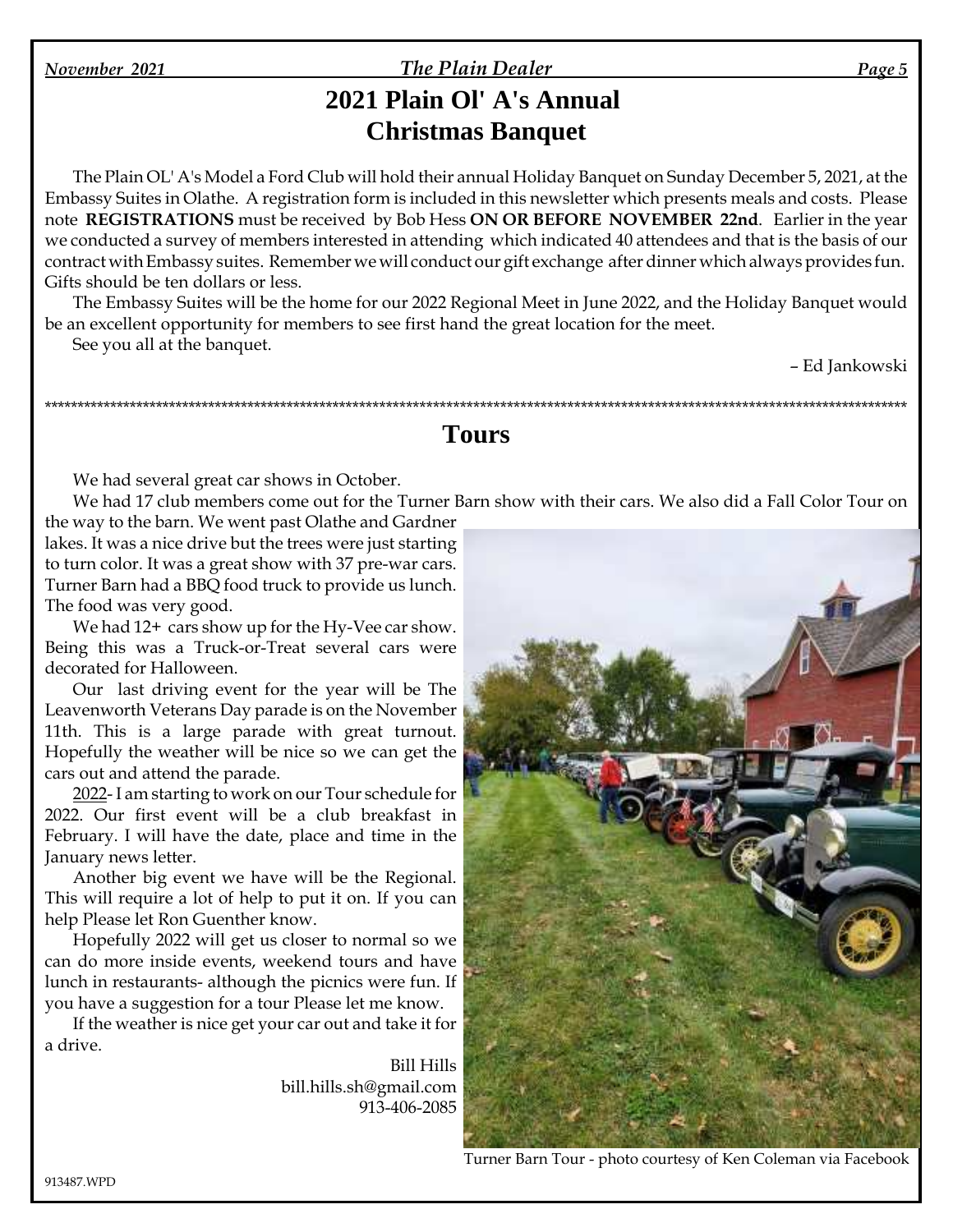# 2021 Plain Ol' A's Annual Christmas Banquet

The Plain OL' A's Model a Ford Club will hold their annual Holiday Banquet on Sunday December 5, 2021, at the Embassy Suites in Olathe. A registration form is included in this newsletter which presents meals and costs. Please note **REGISTRATIONS** must be received by Bob Hess **ON OR BEFORE NOVEMBER 22nd**. Earlier in the year we conducted a survey of members interested in attending which indicated 40 attendees and that is the basis of our contract with Embassy suites. Remember we will conduct our gift exchange after dinner which always provides fun. Gifts should be ten dollars or less.

The Embassy Suites will be the home for our 2022 Regional Meet in June 2022, and the Holiday Banquet would be an excellent opportunity for members to see first hand the great location for the meet.

See you all at the banquet.

– Ed Jankowski

*************************************************************************************************************************************

## Tours

We had several great car shows in October.

We had 17 club members come out for the Turner Barn show with their cars. We also did a Fall Color Tour on the way to the barn. We went past Olathe and Gardner lakes. It was a nice drive but the trees were just starting to turn color. It was a great show with 37 pre-war cars. Turner Barn had a BBQ food truck to provide us lunch. The food was very good.

We had 12+ cars show up for the Hy-Vee car show. Being this was a Truck-or-Treat several cars were decorated for Halloween.

Our last driving event for the year will be The Leavenworth Veterans Day parade is on the November 11th. This is a large parade with great turnout. Hopefully the weather will be nice so we can get the cars out and attend the parade.

2022- I am starting to work on our Tour schedule for 2022. Our first event will be a club breakfast in February. I will have the date, place and time in the January news letter.

Another big event we have will be the Regional. This will require a lot of help to put it on. If you can help Please let Ron Guenther know.

Hopefully 2022 will get us closer to normal so we can do more inside events, weekend tours and have lunch in restaurants- although the picnics were fun. If you have a suggestion for a tour Please let me know.

If the weather is nice get your car out and take it for a drive.

Bill Hills
bill.hills.sh@gmail.com
913-406-2085

Turner Barn Tour - photo courtesy of Ken Coleman via Facebook

913487.WPD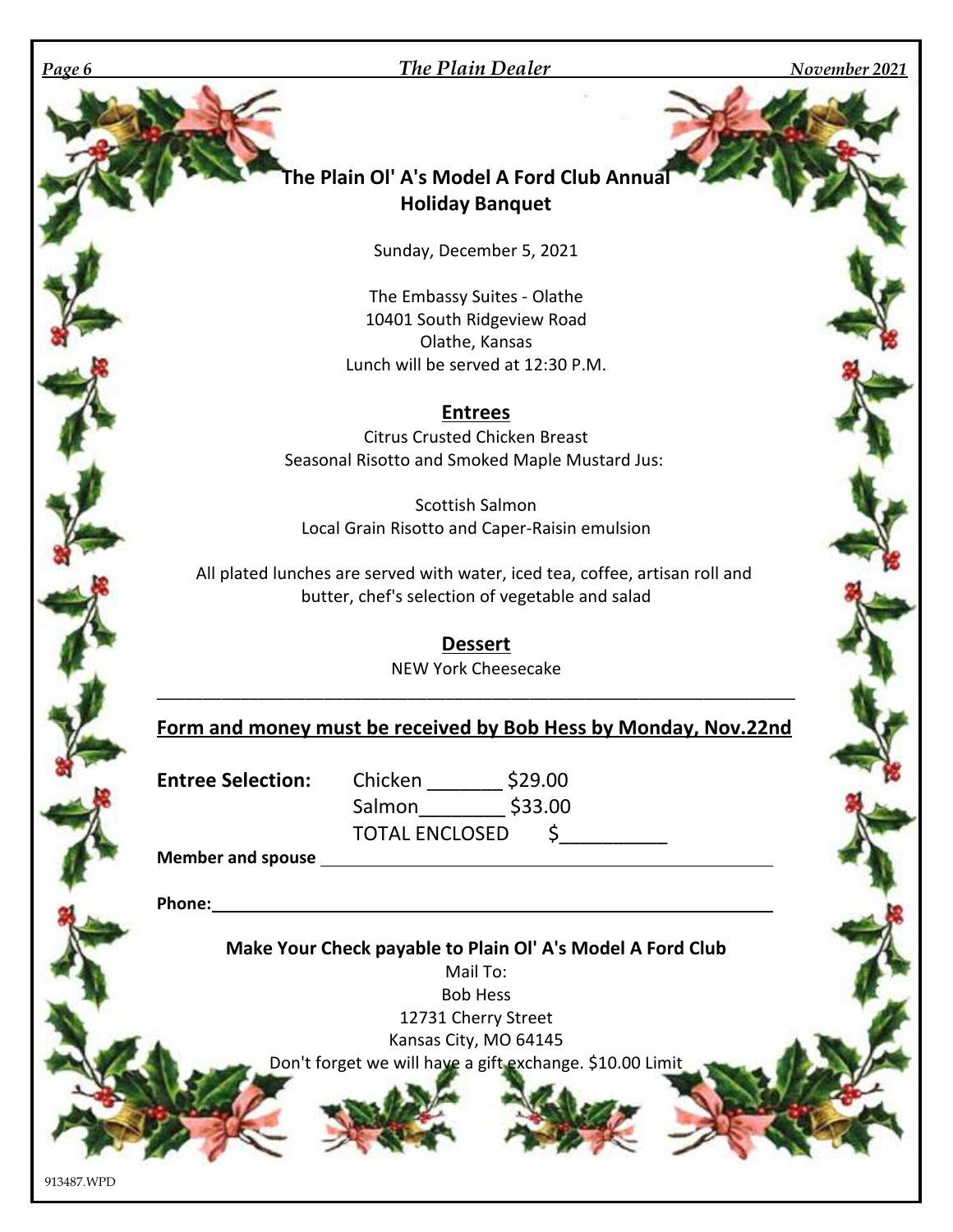# The Plain Ol' A's Model A Ford Club Annual Holiday Banquet

Sunday, December 5, 2021

The Embassy Suites - Olathe
10401 South Ridgeview Road
Olathe, Kansas
Lunch will be served at 12:30 P.M.

## Entrees

Citrus Crusted Chicken Breast
Seasonal Risotto and Smoked Maple Mustard Jus:

Scottish Salmon
Local Grain Risotto and Caper-Raisin emulsion

All plated lunches are served with water, iced tea, coffee, artisan roll and butter, chef's selection of vegetable and salad

## Dessert

NEW York Cheesecake

---

**Form and money must be received by Bob Hess by Monday, Nov.22nd**

**Entree Selection:** Chicken _______ $29.00
Salmon________ $33.00
TOTAL ENCLOSED $__________

**Member and spouse** ______________________________________________

**Phone:** ______________________________________________

**Make Your Check payable to Plain Ol' A's Model A Ford Club**

Mail To:
Bob Hess
12731 Cherry Street
Kansas City, MO 64145

Don't forget we will have a gift exchange. $10.00 Limit

913487.WPD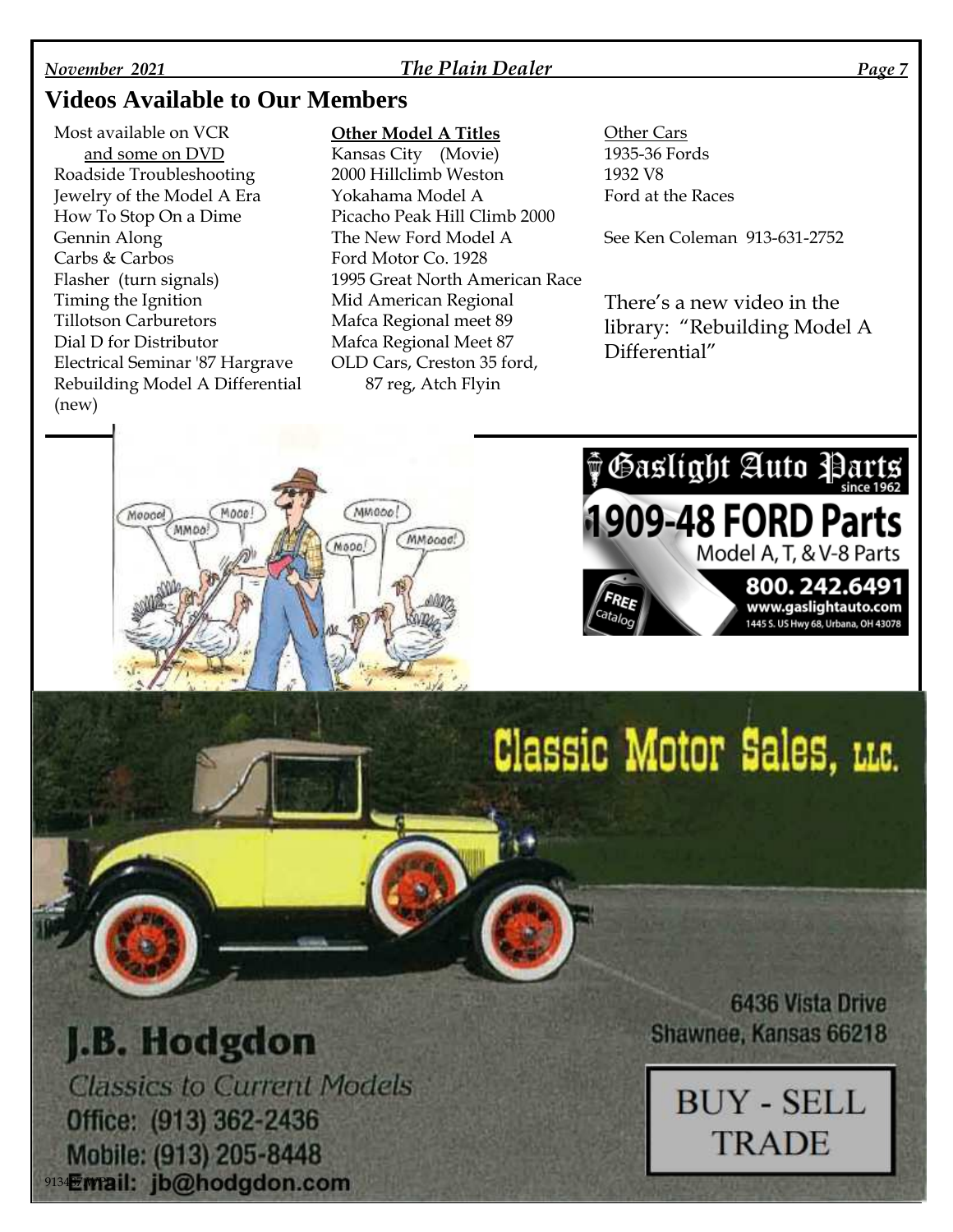## Videos Available to Our Members

Most available on VCR
and some on DVD

Roadside Troubleshooting
Jewelry of the Model A Era
How To Stop On a Dime
Gennin Along
Carbs & Carbos
Flasher (turn signals)
Timing the Ignition
Tillotson Carburetors
Dial D for Distributor
Electrical Seminar '87 Hargrave
Rebuilding Model A Differential (new)

**Other Model A Titles**

Kansas City (Movie)
2000 Hillclimb Weston
Yokahama Model A
Picacho Peak Hill Climb 2000
The New Ford Model A
Ford Motor Co. 1928
1995 Great North American Race
Mid American Regional
Mafca Regional meet 89
Mafca Regional Meet 87
OLD Cars, Creston 35 ford, 87 reg, Atch Flyin

Other Cars

1935-36 Fords
1932 V8
Ford at the Races

See Ken Coleman 913-631-2752

There's a new video in the library: "Rebuilding Model A Differential"

Gaslight Auto Parts
since 1962
1909-48 FORD Parts
Model A, T, & V-8 Parts
FREE catalog
800. 242.6491
www.gaslightauto.com
1445 S. US Hwy 68, Urbana, OH 43078

Classic Motor Sales, LLC.

J.B. Hodgdon
Classics to Current Models
Office: (913) 362-2436
Mobile: (913) 205-8448
Email: jb@hodgdon.com

6436 Vista Drive
Shawnee, Kansas 66218

BUY - SELL
TRADE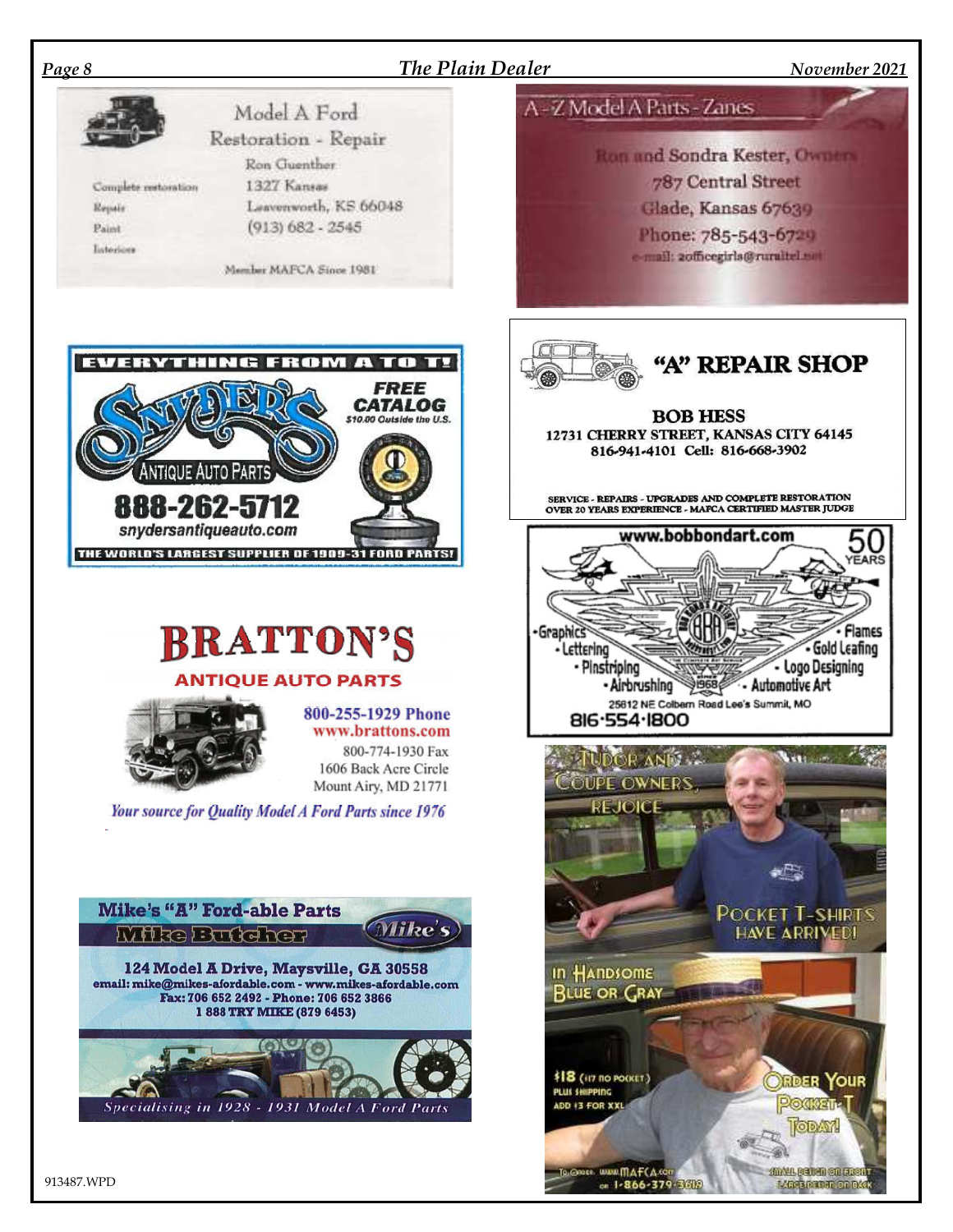## Model A Ford Restoration - Repair

Ron Guenther
1327 Kansas
Leavenworth, KS 66048
(913) 682 - 2545

- Complete restoration
- Repair
- Paint
- Interiors

Member MAFCA Since 1981

---

## A-Z Model A Parts - Zanes

Ron and Sondra Kester, Owners
787 Central Street
Glade, Kansas 67639
Phone: 785-543-6729
e-mail: aofficegirls@ruraltel.net

---

**EVERYTHING FROM A TO T!**

## SNYDER'S ANTIQUE AUTO PARTS

**FREE CATALOG**
$10.00 Outside the U.S.

**888-262-5712**
snydersantiqueauto.com

**THE WORLD'S LARGEST SUPPLIER OF 1909-31 FORD PARTS!**

---

## "A" REPAIR SHOP

**BOB HESS**
**12731 CHERRY STREET, KANSAS CITY 64145**
**816-941-4101 Cell: 816-668-3902**

SERVICE - REPAIRS - UPGRADES AND COMPLETE RESTORATION
OVER 20 YEARS EXPERIENCE - MAFCA CERTIFIED MASTER JUDGE

---

## BRATTON'S

**ANTIQUE AUTO PARTS**

800-255-1929 Phone
www.brattons.com
800-774-1930 Fax
1606 Back Acre Circle
Mount Airy, MD 21771

*Your source for Quality Model A Ford Parts since 1976*

---

www.bobbondart.com

50 YEARS

- Graphics
- Lettering
- Pinstriping
- Airbrushing
- Flames
- Gold Leafing
- Logo Designing
- Automotive Art

25812 NE Colbern Road Lee's Summit, MO
816·554·1800

---

## Mike's "A" Ford-able Parts

**Mike Butcher**

**124 Model A Drive, Maysville, GA 30558**
**email: mike@mikes-afordable.com - www.mikes-afordable.com**
**Fax: 706 652 2492 - Phone: 706 652 3866**
**1 888 TRY MIKE (879 6453)**

*Specialising in 1928 - 1931 Model A Ford Parts*

---

TUDOR AND COUPE OWNERS, REJOICE

POCKET T-SHIRTS HAVE ARRIVED!

IN HANDSOME BLUE OR GRAY

$18 (\$17 NO POCKET)
PLUS SHIPPING
ADD \$3 FOR XXL

ORDER YOUR POCKET-T TODAY!

To Order: www.MAFCA.com or 1-866-379-3619

SMALL DESIGN ON FRONT
LARGE DESIGN ON BACK

913487.WPD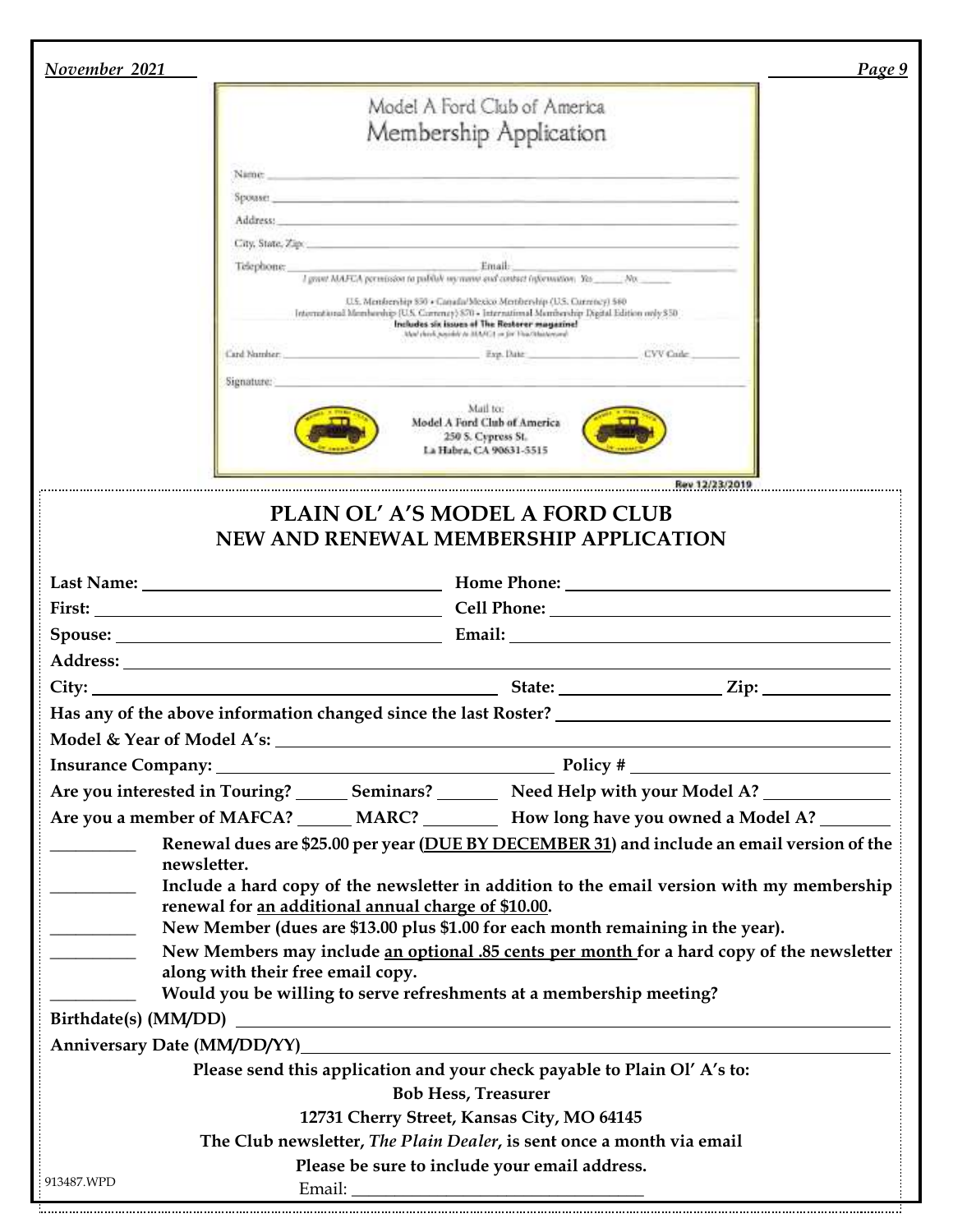## Model A Ford Club of America
## Membership Application

Name: ______________________________

Spouse: ______________________________

Address: ______________________________

City, State, Zip: ______________________________

Telephone: ______________ Email: ______________

I grant MAFCA permission to publish my name and contact information. Yes _____ No _____

U.S. Membership $50 • Canada/Mexico Membership (U.S. Currency) $60
International Membership (U.S. Currency) $70 • International Membership Digital Edition only $50
**Includes six issues of The Restorer magazine!**
Mail check payable to MAFCA or for Visa/Mastercard

Card Number: ______________ Exp. Date: ______________ CVV Code: ________

Signature: ______________________________

Mail to:
**Model A Ford Club of America**
**250 S. Cypress St.**
**La Habra, CA 90631-5515**

Rev 12/23/2019

---

# PLAIN OL' A'S MODEL A FORD CLUB
## NEW AND RENEWAL MEMBERSHIP APPLICATION

**Last Name:** ______________________ **Home Phone:** ______________________

**First:** ______________________ **Cell Phone:** ______________________

**Spouse:** ______________________ **Email:** ______________________

**Address:** ______________________________________________

**City:** ______________________ **State:** ____________ **Zip:** ____________

**Has any of the above information changed since the last Roster?** ______________________

**Model & Year of Model A's:** ______________________________________________

**Insurance Company:** ______________________ **Policy #** ______________________

**Are you interested in Touring?** ______ **Seminars?** ______ **Need Help with your Model A?** ______

**Are you a member of MAFCA?** ______ **MARC?** ______ **How long have you owned a Model A?** ______

__________ **Renewal dues are $25.00 per year (<u>DUE BY DECEMBER 31</u>) and include an email version of the newsletter.**

__________ **Include a hard copy of the newsletter in addition to the email version with my membership renewal for <u>an additional annual charge of $10.00</u>.**

__________ **New Member (dues are $13.00 plus $1.00 for each month remaining in the year).**

__________ **New Members may include <u>an optional .85 cents per month</u> for a hard copy of the newsletter along with their free email copy.**

__________ **Would you be willing to serve refreshments at a membership meeting?**

**Birthdate(s) (MM/DD)** ______________________________________________

**Anniversary Date (MM/DD/YY)** ______________________________________________

**Please send this application and your check payable to Plain Ol' A's to:**

**Bob Hess, Treasurer**

**12731 Cherry Street, Kansas City, MO 64145**

**The Club newsletter, *The Plain Dealer*, is sent once a month via email**

**Please be sure to include your email address.**

Email: ______________________

913487.WPD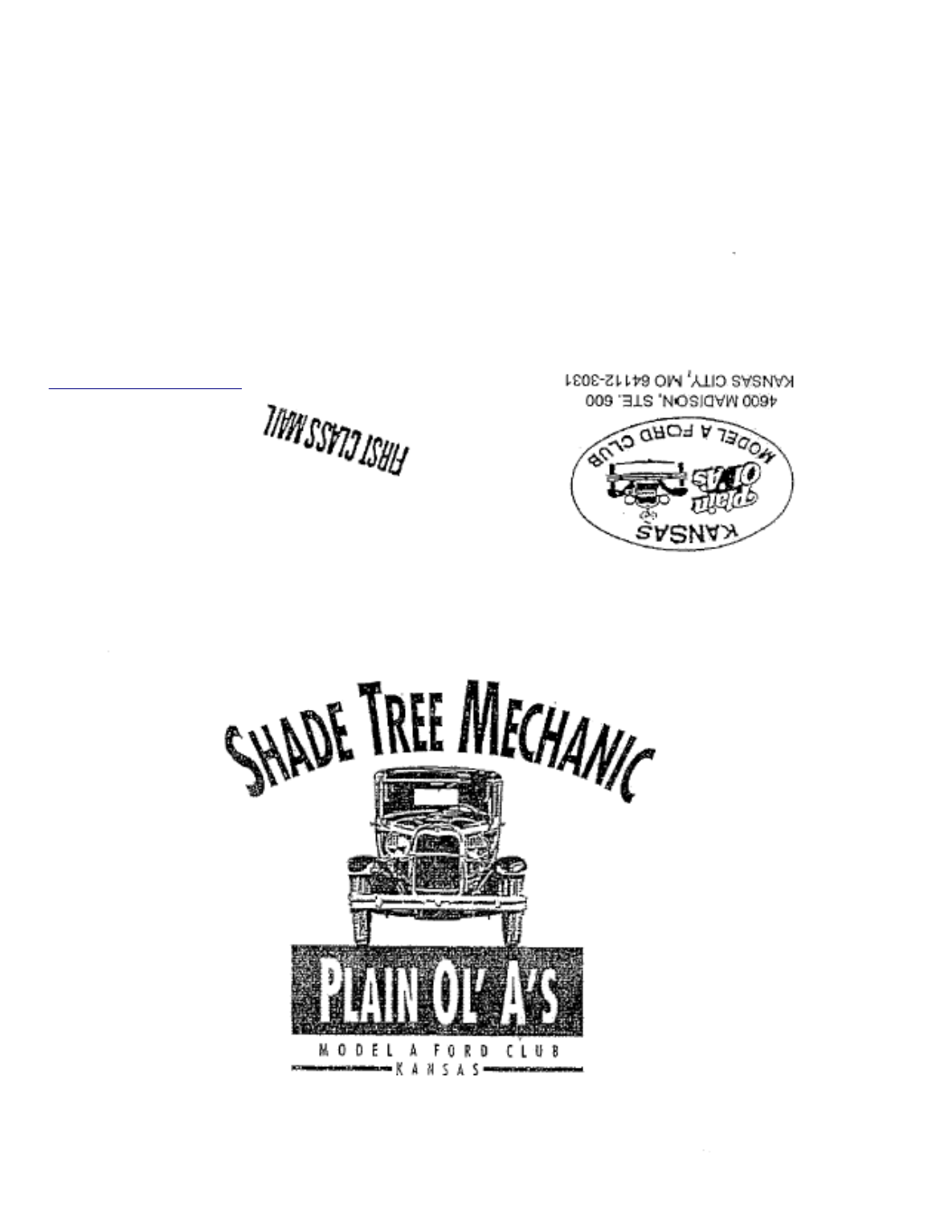KANSAS
MODEL A FORD CLUB
Plain Ol' A's

4600 MADISON, STE. 600
KANSAS CITY, MO 64112-3031

FIRST CLASS MAIL

SHADE TREE MECHANIC

PLAIN OL' A'S

MODEL A FORD CLUB
KANSAS